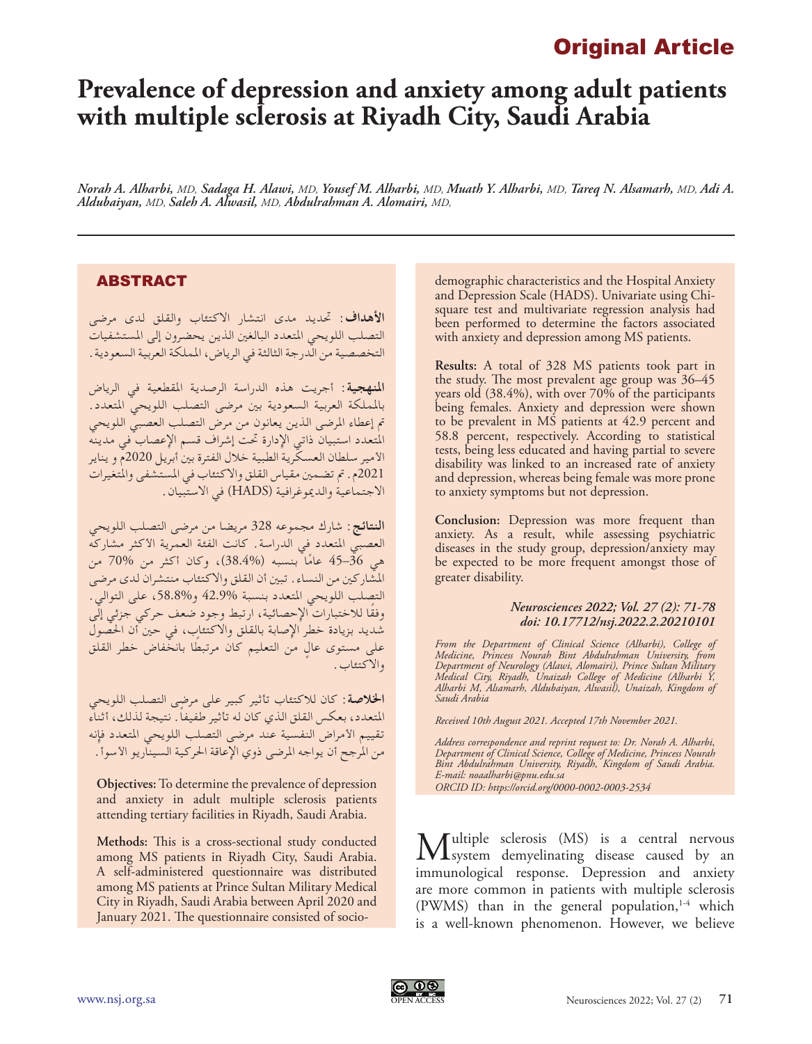Original Article

# Prevalence of depression and anxiety among adult patients with multiple sclerosis at Riyadh City, Saudi Arabia

*Norah A. Alharbi, MD, Sadaga H. Alawi, MD, Yousef M. Alharbi, MD, Muath Y. Alharbi, MD, Tareq N. Alsamarh, MD, Adi A. Aldubaiyan, MD, Saleh A. Alwasil, MD, Abdulrahman A. Alomairi, MD,*

## ABSTRACT

**الأهداف:** تحديد مدى انتشار الاكتئاب والقلق لدى مرضى التصلب اللويحي المتعدد البالغين الذين يحضرون إلى المستشفيات التخصصية من الدرجة الثالثة في الرياض، المملكة العربية السعودية.

**المنهجية:** أجريت هذه الدراسة الرصدية المقطعية في الرياض بالمملكة العربية السعودية بين مرضى التصلب اللويحي المتعدد. تم إعطاء المرضى الذين يعانون من مرض التصلب العصبي اللويحي المتعدد استبيان ذاتي الإدارة تحت إشراف قسم الإعصاب في مدينه الأمير سلطان العسكرية الطبية خلال الفترة بين أبريل 2020م و يناير 2021م. تم تضمين مقياس القلق والاكتئاب في المستشفى والمتغيرات الاجتماعية والديموغرافية (HADS) في الاستبيان.

**النتائج:** شارك مجموعه 328 مريضا من مرضى التصلب اللويحي العصبي المتعدد في الدراسة. كانت الفئة العمرية الأكثر مشاركة هي 36–45 عاماً بنسبه (38.4%)، وكان أكثر من 70% من المشاركين من النساء. تبين أن القلق والاكتئاب منتشران لدى مرضى التصلب اللويحي المتعدد بنسبة 42.9% و58.8%، على التوالي. وفقًا للاختبارات الإحصائية، ارتبط وجود ضعف حركي جزئي إلى شديد بزيادة خطر الإصابة بالقلق والاكتئاب، في حين أن الحصول على مستوى عالٍ من التعليم كان مرتبطًا بانخفاض خطر القلق والاكتئاب.

**الخلاصة:** كان للاكتئاب تأثير كبير على مرضى التصلب اللويحي المتعدد، بعكس القلق الذي كان له تأثير طفيفاً. نتيجة لذلك، أثناء تقييم الأمراض النفسية عند مرضى التصلب اللويحي المتعدد فإنه من المرجح أن يواجه المرضى ذوي الإعاقة الحركية السيناريو الأسوأ.

**Objectives:** To determine the prevalence of depression and anxiety in adult multiple sclerosis patients attending tertiary facilities in Riyadh, Saudi Arabia.

**Methods:** This is a cross-sectional study conducted among MS patients in Riyadh City, Saudi Arabia. A self-administered questionnaire was distributed among MS patients at Prince Sultan Military Medical City in Riyadh, Saudi Arabia between April 2020 and January 2021. The questionnaire consisted of socio-demographic characteristics and the Hospital Anxiety and Depression Scale (HADS). Univariate using Chi-square test and multivariate regression analysis had been performed to determine the factors associated with anxiety and depression among MS patients.

**Results:** A total of 328 MS patients took part in the study. The most prevalent age group was 36–45 years old (38.4%), with over 70% of the participants being females. Anxiety and depression were shown to be prevalent in MS patients at 42.9 percent and 58.8 percent, respectively. According to statistical tests, being less educated and having partial to severe disability was linked to an increased rate of anxiety and depression, whereas being female was more prone to anxiety symptoms but not depression.

**Conclusion:** Depression was more frequent than anxiety. As a result, while assessing psychiatric diseases in the study group, depression/anxiety may be expected to be more frequent amongst those of greater disability.

*Neurosciences 2022; Vol. 27 (2): 71-78*
*doi: 10.17712/nsj.2022.2.20210101*

*From the Department of Clinical Science (Alharbi), College of Medicine, Princess Nourah Bint Abdulrahman University, from Department of Neurology (Alawi, Alomairi), Prince Sultan Military Medical City, Riyadh, Unaizah College of Medicine (Alharbi Y, Alharbi M, Alsamarh, Aldubaiyan, Alwasil), Unaizah, Kingdom of Saudi Arabia*

*Received 10th August 2021. Accepted 17th November 2021.*

*Address correspondence and reprint request to: Dr. Norah A. Alharbi, Department of Clinical Science, College of Medicine, Princess Nourah Bint Abdulrahman University, Riyadh, Kingdom of Saudi Arabia. E-mail: noaalharbi@pnu.edu.sa*
*ORCID ID: https://orcid.org/0000-0002-0003-2534*

Multiple sclerosis (MS) is a central nervous system demyelinating disease caused by an immunological response. Depression and anxiety are more common in patients with multiple sclerosis (PWMS) than in the general population,[1-4] which is a well-known phenomenon. However, we believe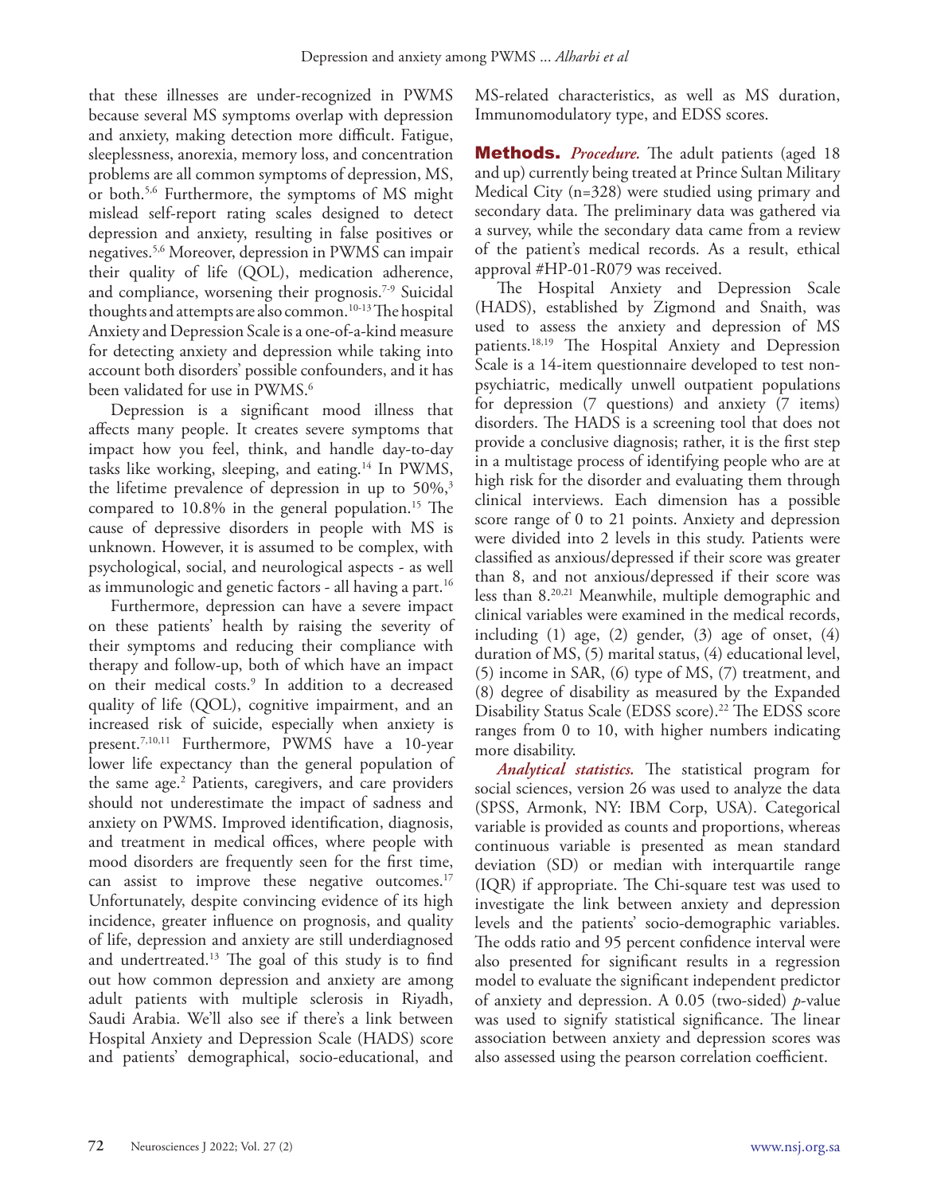that these illnesses are under-recognized in PWMS because several MS symptoms overlap with depression and anxiety, making detection more difficult. Fatigue, sleeplessness, anorexia, memory loss, and concentration problems are all common symptoms of depression, MS, or both.[5,6] Furthermore, the symptoms of MS might mislead self-report rating scales designed to detect depression and anxiety, resulting in false positives or negatives.[5,6] Moreover, depression in PWMS can impair their quality of life (QOL), medication adherence, and compliance, worsening their prognosis.[7-9] Suicidal thoughts and attempts are also common.[10-13] The hospital Anxiety and Depression Scale is a one-of-a-kind measure for detecting anxiety and depression while taking into account both disorders' possible confounders, and it has been validated for use in PWMS.[6]

Depression is a significant mood illness that affects many people. It creates severe symptoms that impact how you feel, think, and handle day-to-day tasks like working, sleeping, and eating.[14] In PWMS, the lifetime prevalence of depression in up to 50%,[3] compared to 10.8% in the general population.[15] The cause of depressive disorders in people with MS is unknown. However, it is assumed to be complex, with psychological, social, and neurological aspects - as well as immunologic and genetic factors - all having a part.[16]

Furthermore, depression can have a severe impact on these patients' health by raising the severity of their symptoms and reducing their compliance with therapy and follow-up, both of which have an impact on their medical costs.[9] In addition to a decreased quality of life (QOL), cognitive impairment, and an increased risk of suicide, especially when anxiety is present.[7,10,11] Furthermore, PWMS have a 10-year lower life expectancy than the general population of the same age.[2] Patients, caregivers, and care providers should not underestimate the impact of sadness and anxiety on PWMS. Improved identification, diagnosis, and treatment in medical offices, where people with mood disorders are frequently seen for the first time, can assist to improve these negative outcomes.[17] Unfortunately, despite convincing evidence of its high incidence, greater influence on prognosis, and quality of life, depression and anxiety are still underdiagnosed and undertreated.[13] The goal of this study is to find out how common depression and anxiety are among adult patients with multiple sclerosis in Riyadh, Saudi Arabia. We'll also see if there's a link between Hospital Anxiety and Depression Scale (HADS) score and patients' demographical, socio-educational, and MS-related characteristics, as well as MS duration, Immunomodulatory type, and EDSS scores.

## Methods

***Procedure.*** The adult patients (aged 18 and up) currently being treated at Prince Sultan Military Medical City (n=328) were studied using primary and secondary data. The preliminary data was gathered via a survey, while the secondary data came from a review of the patient's medical records. As a result, ethical approval #HP-01-R079 was received.

The Hospital Anxiety and Depression Scale (HADS), established by Zigmond and Snaith, was used to assess the anxiety and depression of MS patients.[18,19] The Hospital Anxiety and Depression Scale is a 14-item questionnaire developed to test non-psychiatric, medically unwell outpatient populations for depression (7 questions) and anxiety (7 items) disorders. The HADS is a screening tool that does not provide a conclusive diagnosis; rather, it is the first step in a multistage process of identifying people who are at high risk for the disorder and evaluating them through clinical interviews. Each dimension has a possible score range of 0 to 21 points. Anxiety and depression were divided into 2 levels in this study. Patients were classified as anxious/depressed if their score was greater than 8, and not anxious/depressed if their score was less than 8.[20,21] Meanwhile, multiple demographic and clinical variables were examined in the medical records, including (1) age, (2) gender, (3) age of onset, (4) duration of MS, (5) marital status, (4) educational level, (5) income in SAR, (6) type of MS, (7) treatment, and (8) degree of disability as measured by the Expanded Disability Status Scale (EDSS score).[22] The EDSS score ranges from 0 to 10, with higher numbers indicating more disability.

***Analytical statistics.*** The statistical program for social sciences, version 26 was used to analyze the data (SPSS, Armonk, NY: IBM Corp, USA). Categorical variable is provided as counts and proportions, whereas continuous variable is presented as mean standard deviation (SD) or median with interquartile range (IQR) if appropriate. The Chi-square test was used to investigate the link between anxiety and depression levels and the patients' socio-demographic variables. The odds ratio and 95 percent confidence interval were also presented for significant results in a regression model to evaluate the significant independent predictor of anxiety and depression. A 0.05 (two-sided) *p*-value was used to signify statistical significance. The linear association between anxiety and depression scores was also assessed using the pearson correlation coefficient.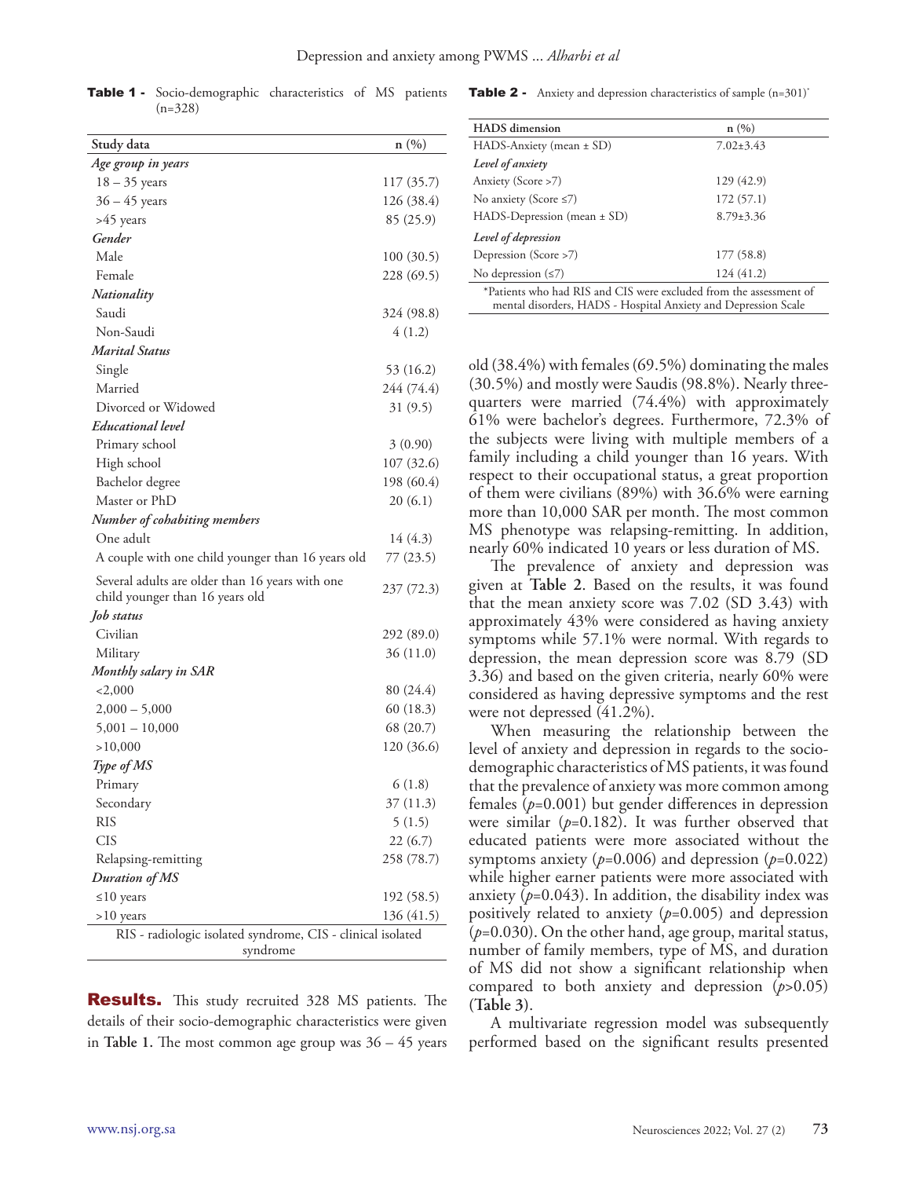**Table 1 -** Socio-demographic characteristics of MS patients (n=328)

| Study data | n (%) |
|---|---|
| *Age group in years* | |
| 18 – 35 years | 117 (35.7) |
| 36 – 45 years | 126 (38.4) |
| >45 years | 85 (25.9) |
| *Gender* | |
| Male | 100 (30.5) |
| Female | 228 (69.5) |
| *Nationality* | |
| Saudi | 324 (98.8) |
| Non-Saudi | 4 (1.2) |
| *Marital Status* | |
| Single | 53 (16.2) |
| Married | 244 (74.4) |
| Divorced or Widowed | 31 (9.5) |
| *Educational level* | |
| Primary school | 3 (0.90) |
| High school | 107 (32.6) |
| Bachelor degree | 198 (60.4) |
| Master or PhD | 20 (6.1) |
| *Number of cohabiting members* | |
| One adult | 14 (4.3) |
| A couple with one child younger than 16 years old | 77 (23.5) |
| Several adults are older than 16 years with one child younger than 16 years old | 237 (72.3) |
| *Job status* | |
| Civilian | 292 (89.0) |
| Military | 36 (11.0) |
| *Monthly salary in SAR* | |
| <2,000 | 80 (24.4) |
| 2,000 – 5,000 | 60 (18.3) |
| 5,001 – 10,000 | 68 (20.7) |
| >10,000 | 120 (36.6) |
| *Type of MS* | |
| Primary | 6 (1.8) |
| Secondary | 37 (11.3) |
| RIS | 5 (1.5) |
| CIS | 22 (6.7) |
| Relapsing-remitting | 258 (78.7) |
| *Duration of MS* | |
| ≤10 years | 192 (58.5) |
| >10 years | 136 (41.5) |

RIS - radiologic isolated syndrome, CIS - clinical isolated syndrome

**Results.** This study recruited 328 MS patients. The details of their socio-demographic characteristics were given in **Table 1**. The most common age group was 36 – 45 years old (38.4%) with females (69.5%) dominating the males (30.5%) and mostly were Saudis (98.8%). Nearly three-quarters were married (74.4%) with approximately 61% were bachelor's degrees. Furthermore, 72.3% of the subjects were living with multiple members of a family including a child younger than 16 years. With respect to their occupational status, a great proportion of them were civilians (89%) with 36.6% were earning more than 10,000 SAR per month. The most common MS phenotype was relapsing-remitting. In addition, nearly 60% indicated 10 years or less duration of MS.

**Table 2 -** Anxiety and depression characteristics of sample (n=301)*

| HADS dimension | n (%) |
|---|---|
| HADS-Anxiety (mean ± SD) | 7.02±3.43 |
| *Level of anxiety* | |
| Anxiety (Score >7) | 129 (42.9) |
| No anxiety (Score ≤7) | 172 (57.1) |
| HADS-Depression (mean ± SD) | 8.79±3.36 |
| *Level of depression* | |
| Depression (Score >7) | 177 (58.8) |
| No depression (≤7) | 124 (41.2) |

*Patients who had RIS and CIS were excluded from the assessment of mental disorders, HADS - Hospital Anxiety and Depression Scale

The prevalence of anxiety and depression was given at **Table 2**. Based on the results, it was found that the mean anxiety score was 7.02 (SD 3.43) with approximately 43% were considered as having anxiety symptoms while 57.1% were normal. With regards to depression, the mean depression score was 8.79 (SD 3.36) and based on the given criteria, nearly 60% were considered as having depressive symptoms and the rest were not depressed (41.2%).

When measuring the relationship between the level of anxiety and depression in regards to the socio-demographic characteristics of MS patients, it was found that the prevalence of anxiety was more common among females ($p$=0.001) but gender differences in depression were similar ($p$=0.182). It was further observed that educated patients were more associated without the symptoms anxiety ($p$=0.006) and depression ($p$=0.022) while higher earner patients were more associated with anxiety ($p$=0.043). In addition, the disability index was positively related to anxiety ($p$=0.005) and depression ($p$=0.030). On the other hand, age group, marital status, number of family members, type of MS, and duration of MS did not show a significant relationship when compared to both anxiety and depression ($p$>0.05) (**Table 3**).

A multivariate regression model was subsequently performed based on the significant results presented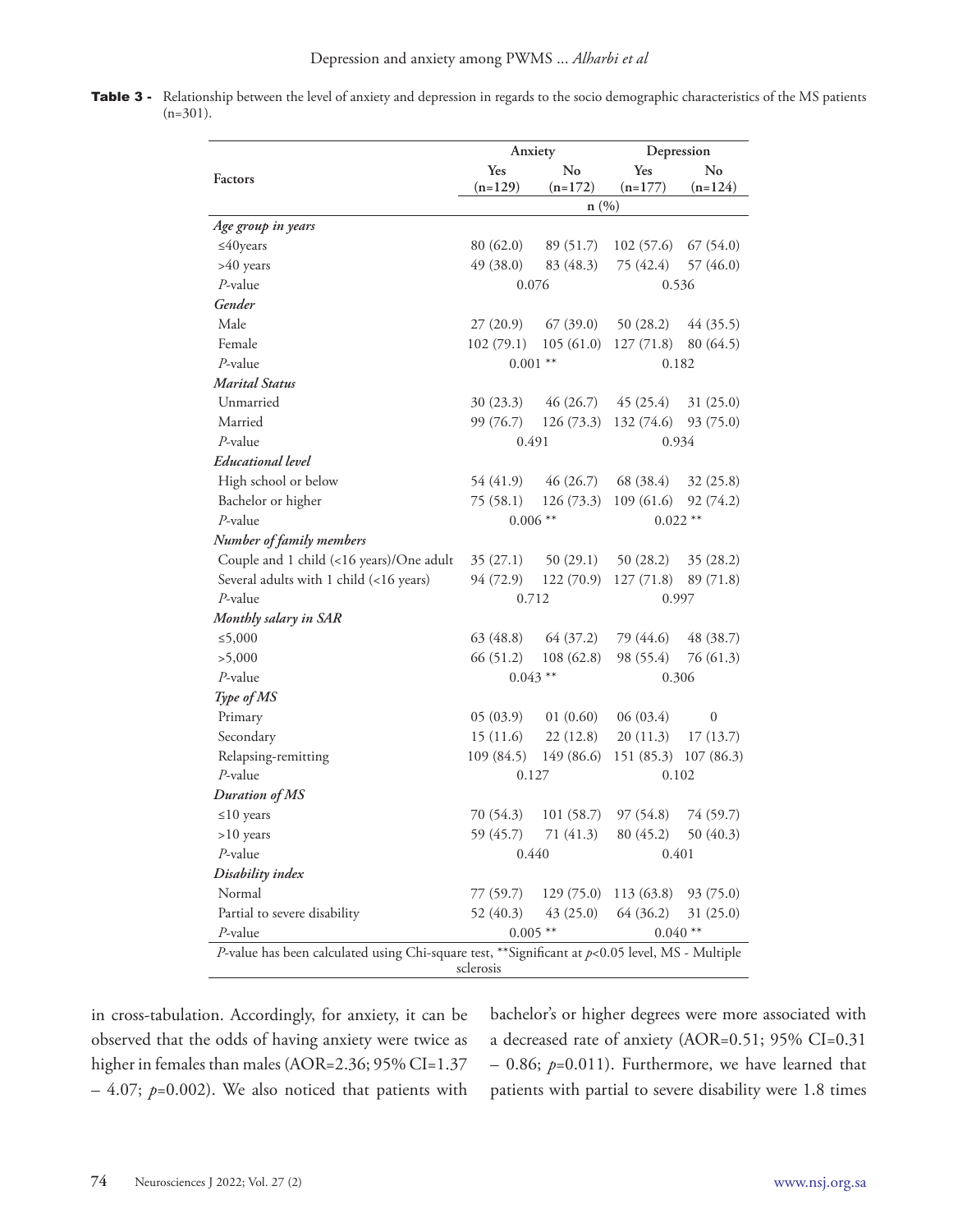**Table 3 -** Relationship between the level of anxiety and depression in regards to the socio demographic characteristics of the MS patients (n=301).

| Factors | Anxiety | | Depression | |
|---|---|---|---|---|
| | Yes (n=129) | No (n=172) | Yes (n=177) | No (n=124) |
| | n (%) | | | |
| *Age group in years* | | | | |
| ≤40years | 80 (62.0) | 89 (51.7) | 102 (57.6) | 67 (54.0) |
| >40 years | 49 (38.0) | 83 (48.3) | 75 (42.4) | 57 (46.0) |
| *P*-value | 0.076 | | 0.536 | |
| *Gender* | | | | |
| Male | 27 (20.9) | 67 (39.0) | 50 (28.2) | 44 (35.5) |
| Female | 102 (79.1) | 105 (61.0) | 127 (71.8) | 80 (64.5) |
| *P*-value | 0.001 ** | | 0.182 | |
| *Marital Status* | | | | |
| Unmarried | 30 (23.3) | 46 (26.7) | 45 (25.4) | 31 (25.0) |
| Married | 99 (76.7) | 126 (73.3) | 132 (74.6) | 93 (75.0) |
| *P*-value | 0.491 | | 0.934 | |
| *Educational level* | | | | |
| High school or below | 54 (41.9) | 46 (26.7) | 68 (38.4) | 32 (25.8) |
| Bachelor or higher | 75 (58.1) | 126 (73.3) | 109 (61.6) | 92 (74.2) |
| *P*-value | 0.006 ** | | 0.022 ** | |
| *Number of family members* | | | | |
| Couple and 1 child (<16 years)/One adult | 35 (27.1) | 50 (29.1) | 50 (28.2) | 35 (28.2) |
| Several adults with 1 child (<16 years) | 94 (72.9) | 122 (70.9) | 127 (71.8) | 89 (71.8) |
| *P*-value | 0.712 | | 0.997 | |
| *Monthly salary in SAR* | | | | |
| ≤5,000 | 63 (48.8) | 64 (37.2) | 79 (44.6) | 48 (38.7) |
| >5,000 | 66 (51.2) | 108 (62.8) | 98 (55.4) | 76 (61.3) |
| *P*-value | 0.043 ** | | 0.306 | |
| *Type of MS* | | | | |
| Primary | 05 (03.9) | 01 (0.60) | 06 (03.4) | 0 |
| Secondary | 15 (11.6) | 22 (12.8) | 20 (11.3) | 17 (13.7) |
| Relapsing-remitting | 109 (84.5) | 149 (86.6) | 151 (85.3) | 107 (86.3) |
| *P*-value | 0.127 | | 0.102 | |
| *Duration of MS* | | | | |
| ≤10 years | 70 (54.3) | 101 (58.7) | 97 (54.8) | 74 (59.7) |
| >10 years | 59 (45.7) | 71 (41.3) | 80 (45.2) | 50 (40.3) |
| *P*-value | 0.440 | | 0.401 | |
| *Disability index* | | | | |
| Normal | 77 (59.7) | 129 (75.0) | 113 (63.8) | 93 (75.0) |
| Partial to severe disability | 52 (40.3) | 43 (25.0) | 64 (36.2) | 31 (25.0) |
| *P*-value | 0.005 ** | | 0.040 ** | |

*P*-value has been calculated using Chi-square test, **Significant at $p$<0.05 level, MS - Multiple sclerosis

in cross-tabulation. Accordingly, for anxiety, it can be observed that the odds of having anxiety were twice as higher in females than males (AOR=2.36; 95% CI=1.37 – 4.07; $p$=0.002). We also noticed that patients with bachelor's or higher degrees were more associated with a decreased rate of anxiety (AOR=0.51; 95% CI=0.31 – 0.86; $p$=0.011). Furthermore, we have learned that patients with partial to severe disability were 1.8 times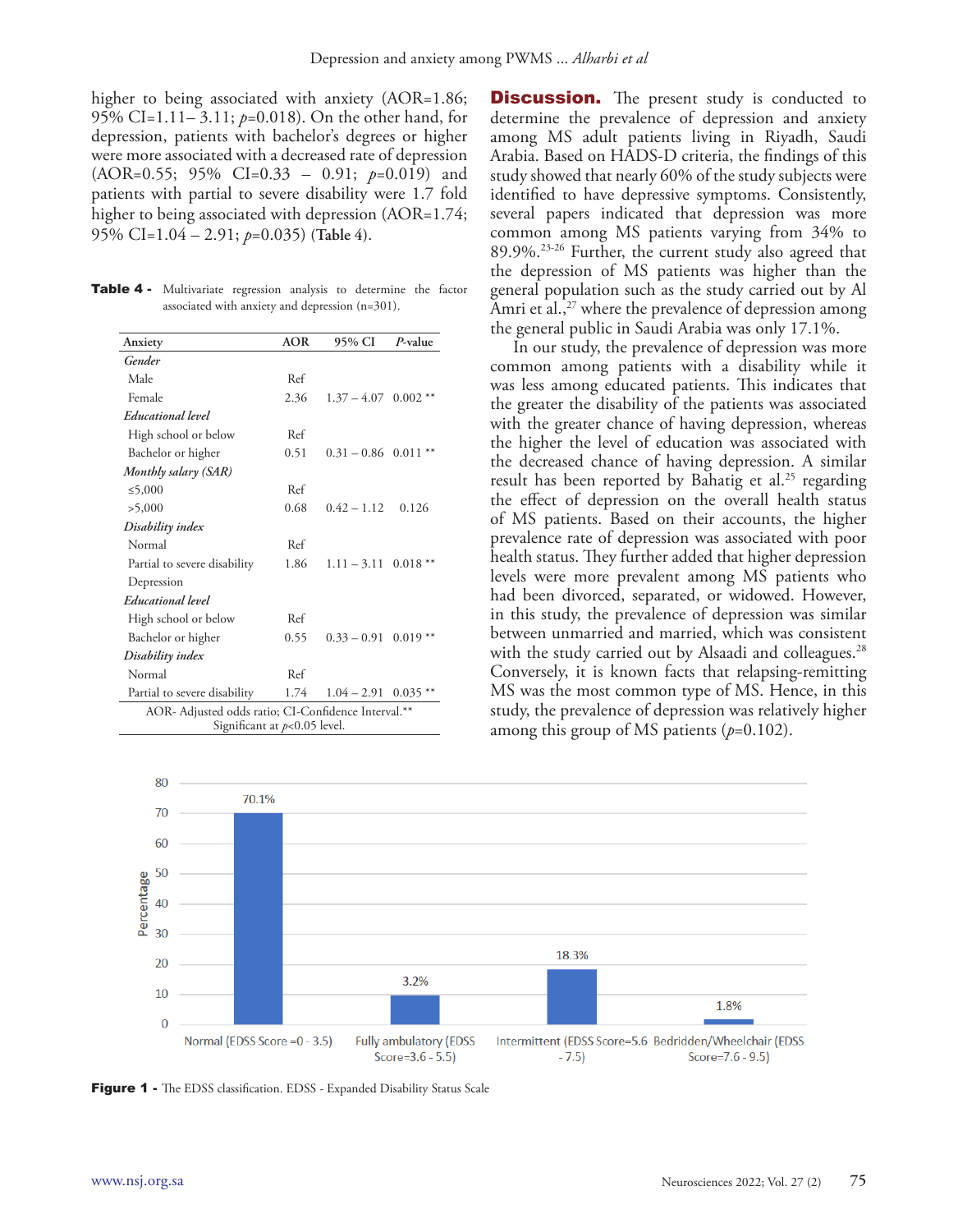higher to being associated with anxiety (AOR=1.86; 95% CI=1.11– 3.11; $p$=0.018). On the other hand, for depression, patients with bachelor's degrees or higher were more associated with a decreased rate of depression (AOR=0.55; 95% CI=0.33 – 0.91; $p$=0.019) and patients with partial to severe disability were 1.7 fold higher to being associated with depression (AOR=1.74; 95% CI=1.04 – 2.91; $p$=0.035) (**Table 4**).

**Table 4 -** Multivariate regression analysis to determine the factor associated with anxiety and depression (n=301).

| Anxiety | AOR | 95% CI | *P*-value |
|---|---|---|---|
| ***Gender*** | | | |
| Male | Ref | | |
| Female | 2.36 | 1.37 – 4.07 | 0.002 ** |
| ***Educational level*** | | | |
| High school or below | Ref | | |
| Bachelor or higher | 0.51 | 0.31 – 0.86 | 0.011 ** |
| ***Monthly salary (SAR)*** | | | |
| ≤5,000 | Ref | | |
| >5,000 | 0.68 | 0.42 – 1.12 | 0.126 |
| ***Disability index*** | | | |
| Normal | Ref | | |
| Partial to severe disability | 1.86 | 1.11 – 3.11 | 0.018 ** |
| Depression | | | |
| ***Educational level*** | | | |
| High school or below | Ref | | |
| Bachelor or higher | 0.55 | 0.33 – 0.91 | 0.019 ** |
| ***Disability index*** | | | |
| Normal | Ref | | |
| Partial to severe disability | 1.74 | 1.04 – 2.91 | 0.035 ** |

AOR- Adjusted odds ratio; CI-Confidence Interval.** Significant at $p$<0.05 level.

## Discussion.

The present study is conducted to determine the prevalence of depression and anxiety among MS adult patients living in Riyadh, Saudi Arabia. Based on HADS-D criteria, the findings of this study showed that nearly 60% of the study subjects were identified to have depressive symptoms. Consistently, several papers indicated that depression was more common among MS patients varying from 34% to 89.9%.[23-26] Further, the current study also agreed that the depression of MS patients was higher than the general population such as the study carried out by Al Amri et al.,[27] where the prevalence of depression among the general public in Saudi Arabia was only 17.1%.

In our study, the prevalence of depression was more common among patients with a disability while it was less among educated patients. This indicates that the greater the disability of the patients was associated with the greater chance of having depression, whereas the higher the level of education was associated with the decreased chance of having depression. A similar result has been reported by Bahatig et al.[25] regarding the effect of depression on the overall health status of MS patients. Based on their accounts, the higher prevalence rate of depression was associated with poor health status. They further added that higher depression levels were more prevalent among MS patients who had been divorced, separated, or widowed. However, in this study, the prevalence of depression was similar between unmarried and married, which was consistent with the study carried out by Alsaadi and colleagues.[28] Conversely, it is known facts that relapsing-remitting MS was the most common type of MS. Hence, in this study, the prevalence of depression was relatively higher among this group of MS patients ($p$=0.102).

**Figure 1 -** The EDSS classification. EDSS - Expanded Disability Status Scale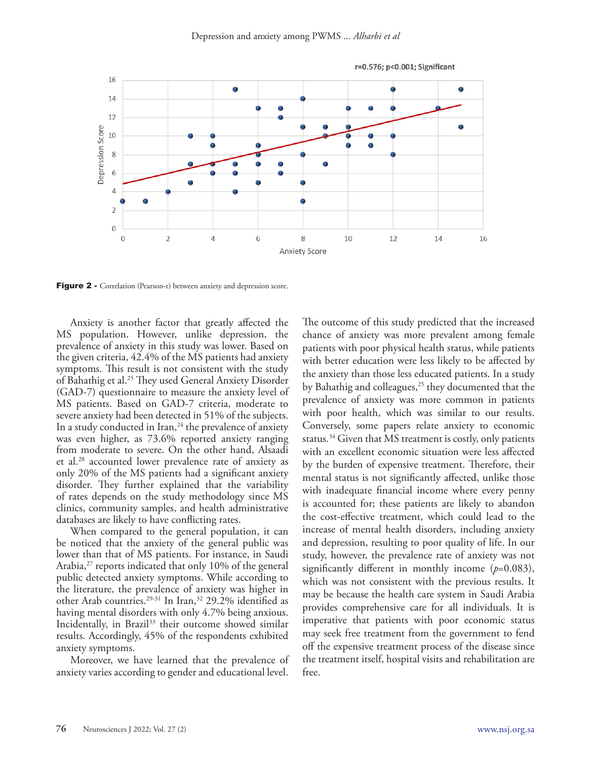Figure 2 - Correlation (Pearson-r) between anxiety and depression score.

Anxiety is another factor that greatly affected the MS population. However, unlike depression, the prevalence of anxiety in this study was lower. Based on the given criteria, 42.4% of the MS patients had anxiety symptoms. This result is not consistent with the study of Bahathig et al.[25] They used General Anxiety Disorder (GAD-7) questionnaire to measure the anxiety level of MS patients. Based on GAD-7 criteria, moderate to severe anxiety had been detected in 51% of the subjects. In a study conducted in Iran,[24] the prevalence of anxiety was even higher, as 73.6% reported anxiety ranging from moderate to severe. On the other hand, Alsaadi et al.[28] accounted lower prevalence rate of anxiety as only 20% of the MS patients had a significant anxiety disorder. They further explained that the variability of rates depends on the study methodology since MS clinics, community samples, and health administrative databases are likely to have conflicting rates.

When compared to the general population, it can be noticed that the anxiety of the general public was lower than that of MS patients. For instance, in Saudi Arabia,[27] reports indicated that only 10% of the general public detected anxiety symptoms. While according to the literature, the prevalence of anxiety was higher in other Arab countries.[29-31] In Iran,[32] 29.2% identified as having mental disorders with only 4.7% being anxious. Incidentally, in Brazil[33] their outcome showed similar results. Accordingly, 45% of the respondents exhibited anxiety symptoms.

Moreover, we have learned that the prevalence of anxiety varies according to gender and educational level. The outcome of this study predicted that the increased chance of anxiety was more prevalent among female patients with poor physical health status, while patients with better education were less likely to be affected by the anxiety than those less educated patients. In a study by Bahathig and colleagues,[25] they documented that the prevalence of anxiety was more common in patients with poor health, which was similar to our results. Conversely, some papers relate anxiety to economic status.[34] Given that MS treatment is costly, only patients with an excellent economic situation were less affected by the burden of expensive treatment. Therefore, their mental status is not significantly affected, unlike those with inadequate financial income where every penny is accounted for; these patients are likely to abandon the cost-effective treatment, which could lead to the increase of mental health disorders, including anxiety and depression, resulting to poor quality of life. In our study, however, the prevalence rate of anxiety was not significantly different in monthly income ($p$=0.083), which was not consistent with the previous results. It may be because the health care system in Saudi Arabia provides comprehensive care for all individuals. It is imperative that patients with poor economic status may seek free treatment from the government to fend off the expensive treatment process of the disease since the treatment itself, hospital visits and rehabilitation are free.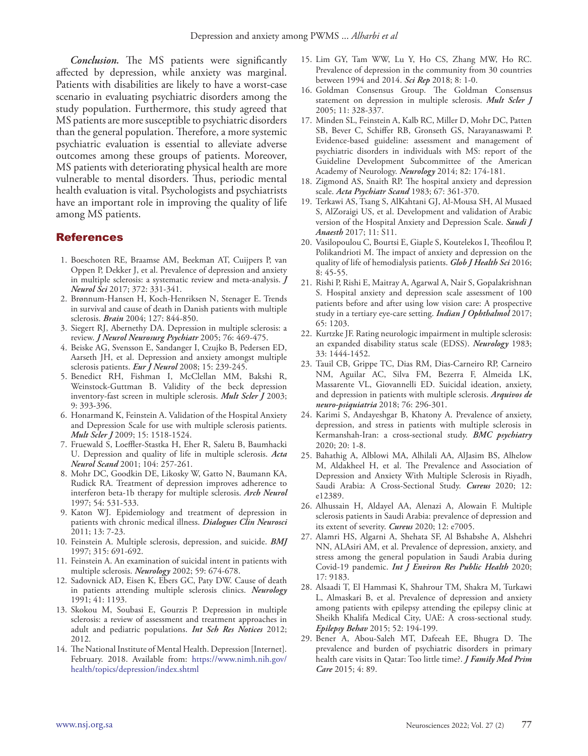*Conclusion.* The MS patients were significantly affected by depression, while anxiety was marginal. Patients with disabilities are likely to have a worst-case scenario in evaluating psychiatric disorders among the study population. Furthermore, this study agreed that MS patients are more susceptible to psychiatric disorders than the general population. Therefore, a more systemic psychiatric evaluation is essential to alleviate adverse outcomes among these groups of patients. Moreover, MS patients with deteriorating physical health are more vulnerable to mental disorders. Thus, periodic mental health evaluation is vital. Psychologists and psychiatrists have an important role in improving the quality of life among MS patients.

## References

1. Boeschoten RE, Braamse AM, Beekman AT, Cuijpers P, van Oppen P, Dekker J, et al. Prevalence of depression and anxiety in multiple sclerosis: a systematic review and meta-analysis. ***J Neurol Sci*** 2017; 372: 331-341.
2. Brønnum-Hansen H, Koch-Henriksen N, Stenager E. Trends in survival and cause of death in Danish patients with multiple sclerosis. ***Brain*** 2004; 127: 844-850.
3. Siegert RJ, Abernethy DA. Depression in multiple sclerosis: a review. ***J Neurol Neurosurg Psychiatr*** 2005; 76: 469-475.
4. Beiske AG, Svensson E, Sandanger I, Czujko B, Pedersen ED, Aarseth JH, et al. Depression and anxiety amongst multiple sclerosis patients. ***Eur J Neurol*** 2008; 15: 239-245.
5. Benedict RH, Fishman I, McClellan MM, Bakshi R, Weinstock-Guttman B. Validity of the beck depression inventory-fast screen in multiple sclerosis. ***Mult Scler J*** 2003; 9: 393-396.
6. Honarmand K, Feinstein A. Validation of the Hospital Anxiety and Depression Scale for use with multiple sclerosis patients. ***Mult Scler J*** 2009; 15: 1518-1524.
7. Fruewald S, Loeffler-Stastka H, Eher R, Saletu B, Baumhacki U. Depression and quality of life in multiple sclerosis. ***Acta Neurol Scand*** 2001; 104: 257-261.
8. Mohr DC, Goodkin DE, Likosky W, Gatto N, Baumann KA, Rudick RA. Treatment of depression improves adherence to interferon beta-1b therapy for multiple sclerosis. ***Arch Neurol*** 1997; 54: 531-533.
9. Katon WJ. Epidemiology and treatment of depression in patients with chronic medical illness. ***Dialogues Clin Neurosci*** 2011; 13: 7-23.
10. Feinstein A. Multiple sclerosis, depression, and suicide. ***BMJ*** 1997; 315: 691-692.
11. Feinstein A. An examination of suicidal intent in patients with multiple sclerosis. ***Neurology*** 2002; 59: 674-678.
12. Sadovnick AD, Eisen K, Ebers GC, Paty DW. Cause of death in patients attending multiple sclerosis clinics. ***Neurology*** 1991; 41: 1193.
13. Skokou M, Soubasi E, Gourzis P. Depression in multiple sclerosis: a review of assessment and treatment approaches in adult and pediatric populations. ***Int Sch Res Notices*** 2012; 2012.
14. The National Institute of Mental Health. Depression [Internet]. February. 2018. Available from: https://www.nimh.nih.gov/health/topics/depression/index.shtml
15. Lim GY, Tam WW, Lu Y, Ho CS, Zhang MW, Ho RC. Prevalence of depression in the community from 30 countries between 1994 and 2014. ***Sci Rep*** 2018; 8: 1-0.
16. Goldman Consensus Group. The Goldman Consensus statement on depression in multiple sclerosis. ***Mult Scler J*** 2005; 11: 328-337.
17. Minden SL, Feinstein A, Kalb RC, Miller D, Mohr DC, Patten SB, Bever C, Schiffer RB, Gronseth GS, Narayanaswami P. Evidence-based guideline: assessment and management of psychiatric disorders in individuals with MS: report of the Guideline Development Subcommittee of the American Academy of Neurology. ***Neurology*** 2014; 82: 174-181.
18. Zigmond AS, Snaith RP. The hospital anxiety and depression scale. ***Acta Psychiatr Scand*** 1983; 67: 361-370.
19. Terkawi AS, Tsang S, AlKahtani GJ, Al-Mousa SH, Al Musaed S, AlZoraigi US, et al. Development and validation of Arabic version of the Hospital Anxiety and Depression Scale. ***Saudi J Anaesth*** 2017; 11: S11.
20. Vasilopoulou C, Bourtsi E, Giaple S, Koutelekos I, Theofilou P, Polikandrioti M. The impact of anxiety and depression on the quality of life of hemodialysis patients. ***Glob J Health Sci*** 2016; 8: 45-55.
21. Rishi P, Rishi E, Maitray A, Agarwal A, Nair S, Gopalakrishnan S. Hospital anxiety and depression scale assessment of 100 patients before and after using low vision care: A prospective study in a tertiary eye-care setting. ***Indian J Ophthalmol*** 2017; 65: 1203.
22. Kurtzke JF. Rating neurologic impairment in multiple sclerosis: an expanded disability status scale (EDSS). ***Neurology*** 1983; 33: 1444-1452.
23. Tauil CB, Grippe TC, Dias RM, Dias-Carneiro RP, Carneiro NM, Aguilar AC, Silva FM, Bezerra F, Almeida LK, Massarente VL, Giovannelli ED. Suicidal ideation, anxiety, and depression in patients with multiple sclerosis. ***Arquivos de neuro-psiquiatria*** 2018; 76: 296-301.
24. Karimi S, Andayeshgar B, Khatony A. Prevalence of anxiety, depression, and stress in patients with multiple sclerosis in Kermanshah-Iran: a cross-sectional study. ***BMC psychiatry*** 2020; 20: 1-8.
25. Bahathig A, Alblowi MA, Alhilali AA, AlJasim BS, Alhelow M, Aldakheel H, et al. The Prevalence and Association of Depression and Anxiety With Multiple Sclerosis in Riyadh, Saudi Arabia: A Cross-Sectional Study. ***Cureus*** 2020; 12: e12389.
26. Alhussain H, Aldayel AA, Alenazi A, Alowain F. Multiple sclerosis patients in Saudi Arabia: prevalence of depression and its extent of severity. ***Cureus*** 2020; 12: e7005.
27. Alamri HS, Algarni A, Shehata SF, Al Bshabshe A, Alshehri NN, ALAsiri AM, et al. Prevalence of depression, anxiety, and stress among the general population in Saudi Arabia during Covid-19 pandemic. ***Int J Environ Res Public Health*** 2020; 17: 9183.
28. Alsaadi T, El Hammasi K, Shahrour TM, Shakra M, Turkawi L, Almaskari B, et al. Prevalence of depression and anxiety among patients with epilepsy attending the epilepsy clinic at Sheikh Khalifa Medical City, UAE: A cross-sectional study. ***Epilepsy Behav*** 2015; 52: 194-199.
29. Bener A, Abou-Saleh MT, Dafeeah EE, Bhugra D. The prevalence and burden of psychiatric disorders in primary health care visits in Qatar: Too little time?. ***J Family Med Prim Care*** 2015; 4: 89.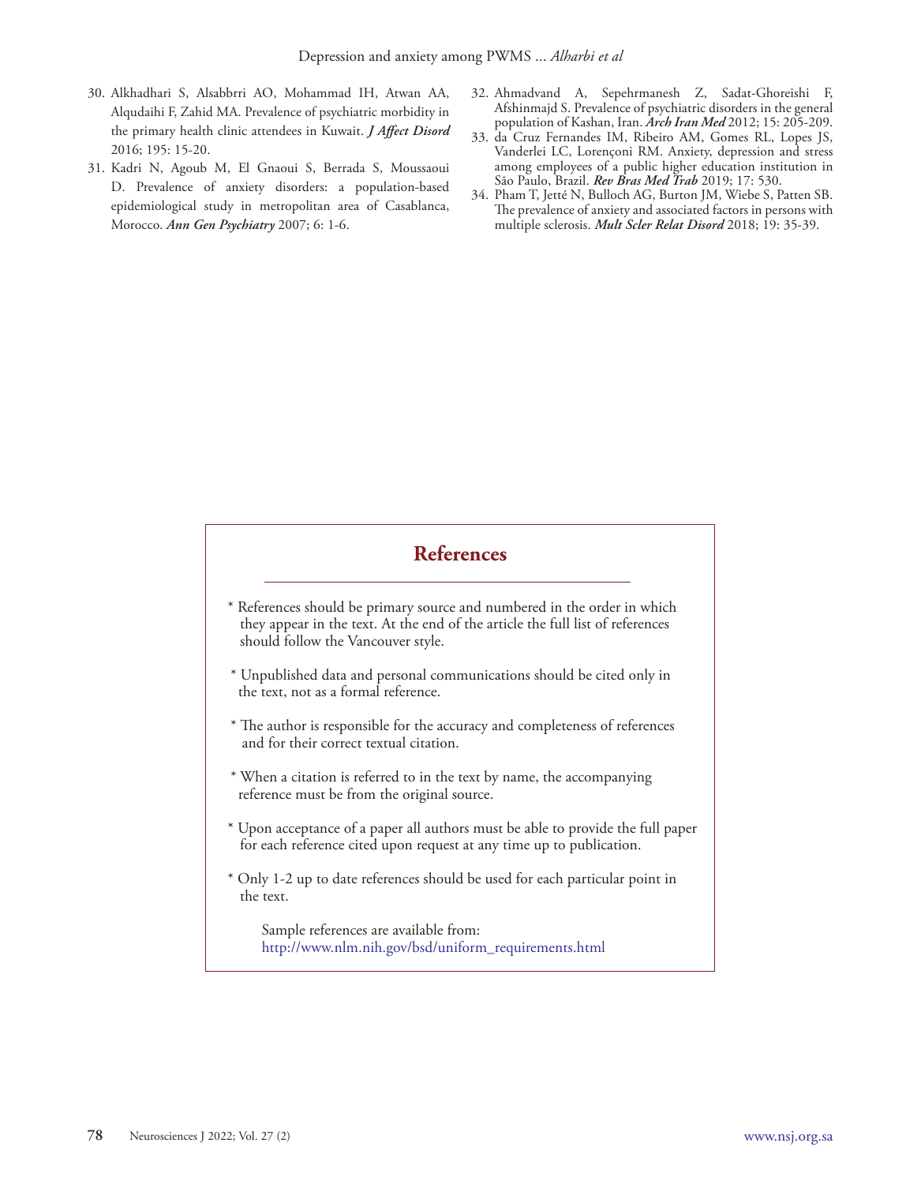30. Alkhadhari S, Alsabbrri AO, Mohammad IH, Atwan AA, Alqudaihi F, Zahid MA. Prevalence of psychiatric morbidity in the primary health clinic attendees in Kuwait. ***J Affect Disord*** 2016; 195: 15-20.
31. Kadri N, Agoub M, El Gnaoui S, Berrada S, Moussaoui D. Prevalence of anxiety disorders: a population-based epidemiological study in metropolitan area of Casablanca, Morocco. ***Ann Gen Psychiatry*** 2007; 6: 1-6.
32. Ahmadvand A, Sepehrmanesh Z, Sadat-Ghoreishi F, Afshinmajd S. Prevalence of psychiatric disorders in the general population of Kashan, Iran. ***Arch Iran Med*** 2012; 15: 205-209.
33. da Cruz Fernandes IM, Ribeiro AM, Gomes RL, Lopes JS, Vanderlei LC, Lorençoni RM. Anxiety, depression and stress among employees of a public higher education institution in São Paulo, Brazil. ***Rev Bras Med Trab*** 2019; 17: 530.
34. Pham T, Jetté N, Bulloch AG, Burton JM, Wiebe S, Patten SB. The prevalence of anxiety and associated factors in persons with multiple sclerosis. ***Mult Scler Relat Disord*** 2018; 19: 35-39.

## References

* References should be primary source and numbered in the order in which they appear in the text. At the end of the article the full list of references should follow the Vancouver style.
* Unpublished data and personal communications should be cited only in the text, not as a formal reference.
* The author is responsible for the accuracy and completeness of references and for their correct textual citation.
* When a citation is referred to in the text by name, the accompanying reference must be from the original source.
* Upon acceptance of a paper all authors must be able to provide the full paper for each reference cited upon request at any time up to publication.
* Only 1-2 up to date references should be used for each particular point in the text.

Sample references are available from:
http://www.nlm.nih.gov/bsd/uniform_requirements.html